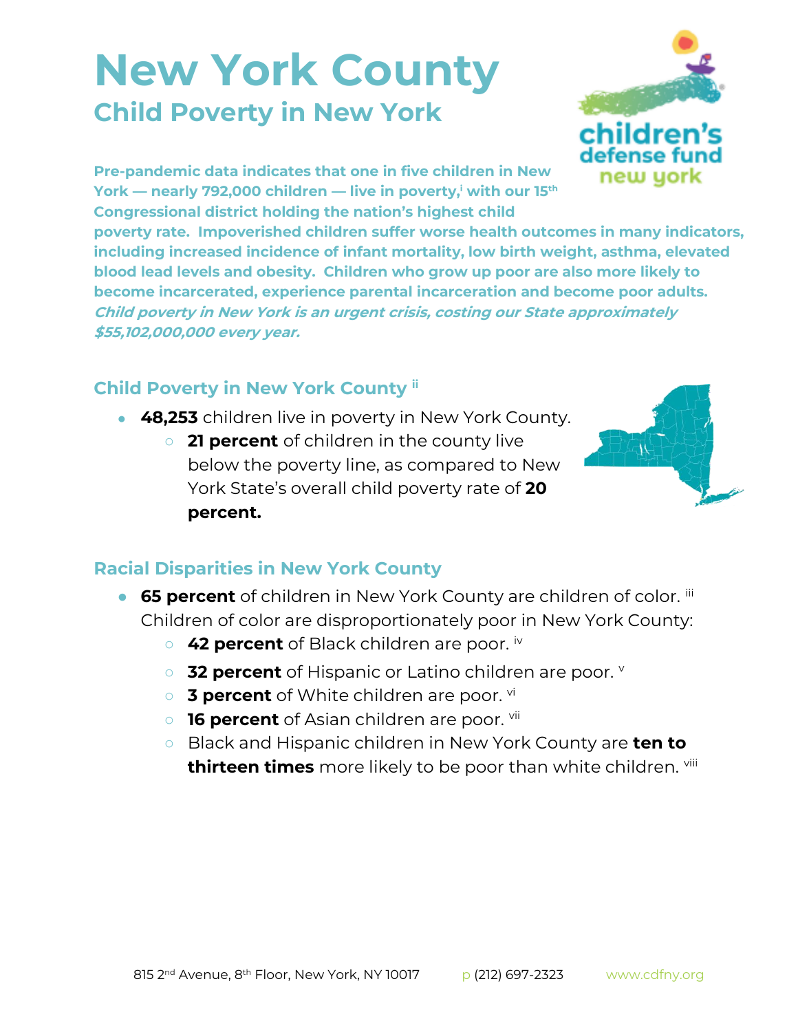# New York County

## Child Poverty in New York

**Pre-pandemic data indicates that one in five children in New York — nearly 792,000 children — live in poverty,[i] with our 15th Congressional district holding the nation's highest child poverty rate. Impoverished children suffer worse health outcomes in many indicators, including increased incidence of infant mortality, low birth weight, asthma, elevated blood lead levels and obesity. Children who grow up poor are also more likely to become incarcerated, experience parental incarceration and become poor adults.** ***Child poverty in New York is an urgent crisis, costing our State approximately $55,102,000,000 every year.***

### Child Poverty in New York County [ii]

- **48,253** children live in poverty in New York County.
  - **21 percent** of children in the county live below the poverty line, as compared to New York State's overall child poverty rate of **20 percent.**

### Racial Disparities in New York County

- **65 percent** of children in New York County are children of color. [iii] Children of color are disproportionately poor in New York County:
  - **42 percent** of Black children are poor. [iv]
  - **32 percent** of Hispanic or Latino children are poor. [v]
  - **3 percent** of White children are poor. [vi]
  - **16 percent** of Asian children are poor. [vii]
  - Black and Hispanic children in New York County are **ten to thirteen times** more likely to be poor than white children. [viii]

815 2nd Avenue, 8th Floor, New York, NY 10017 p (212) 697-2323 www.cdfny.org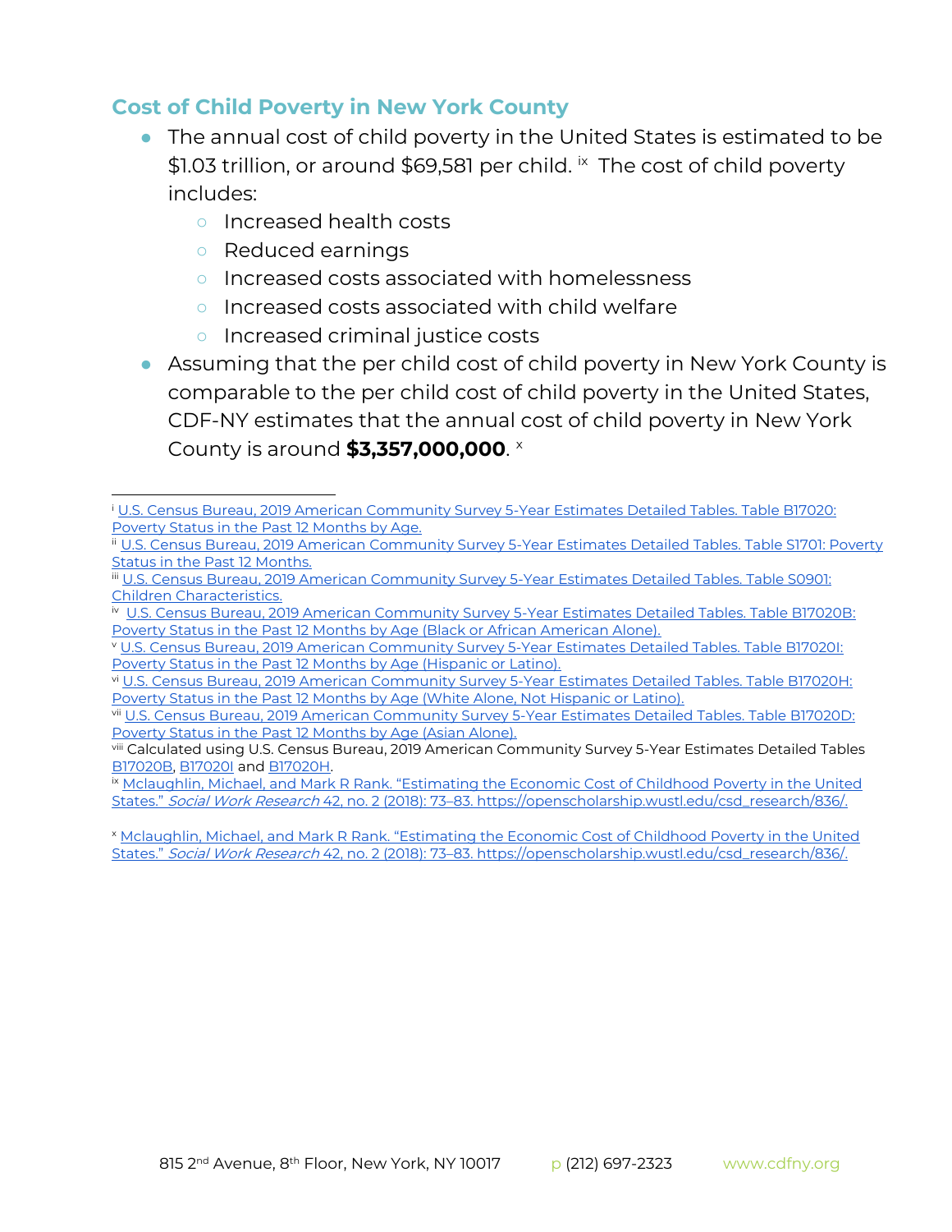## Cost of Child Poverty in New York County

- The annual cost of child poverty in the United States is estimated to be $1.03 trillion, or around $69,581 per child. [ix] The cost of child poverty includes:
  - Increased health costs
  - Reduced earnings
  - Increased costs associated with homelessness
  - Increased costs associated with child welfare
  - Increased criminal justice costs
- Assuming that the per child cost of child poverty in New York County is comparable to the per child cost of child poverty in the United States, CDF-NY estimates that the annual cost of child poverty in New York County is around **$3,357,000,000**. [x]

---

[i] U.S. Census Bureau, 2019 American Community Survey 5-Year Estimates Detailed Tables. Table B17020: Poverty Status in the Past 12 Months by Age.

[ii] U.S. Census Bureau, 2019 American Community Survey 5-Year Estimates Detailed Tables. Table S1701: Poverty Status in the Past 12 Months.

[iii] U.S. Census Bureau, 2019 American Community Survey 5-Year Estimates Detailed Tables. Table S0901: Children Characteristics.

[iv] U.S. Census Bureau, 2019 American Community Survey 5-Year Estimates Detailed Tables. Table B17020B: Poverty Status in the Past 12 Months by Age (Black or African American Alone).

[v] U.S. Census Bureau, 2019 American Community Survey 5-Year Estimates Detailed Tables. Table B17020I: Poverty Status in the Past 12 Months by Age (Hispanic or Latino).

[vi] U.S. Census Bureau, 2019 American Community Survey 5-Year Estimates Detailed Tables. Table B17020H: Poverty Status in the Past 12 Months by Age (White Alone, Not Hispanic or Latino).

[vii] U.S. Census Bureau, 2019 American Community Survey 5-Year Estimates Detailed Tables. Table B17020D: Poverty Status in the Past 12 Months by Age (Asian Alone).

[viii] Calculated using U.S. Census Bureau, 2019 American Community Survey 5-Year Estimates Detailed Tables B17020B, B17020I and B17020H.

[ix] Mclaughlin, Michael, and Mark R Rank. "Estimating the Economic Cost of Childhood Poverty in the United States." *Social Work Research* 42, no. 2 (2018): 73–83. https://openscholarship.wustl.edu/csd_research/836/.

[x] Mclaughlin, Michael, and Mark R Rank. "Estimating the Economic Cost of Childhood Poverty in the United States." *Social Work Research* 42, no. 2 (2018): 73–83. https://openscholarship.wustl.edu/csd_research/836/.